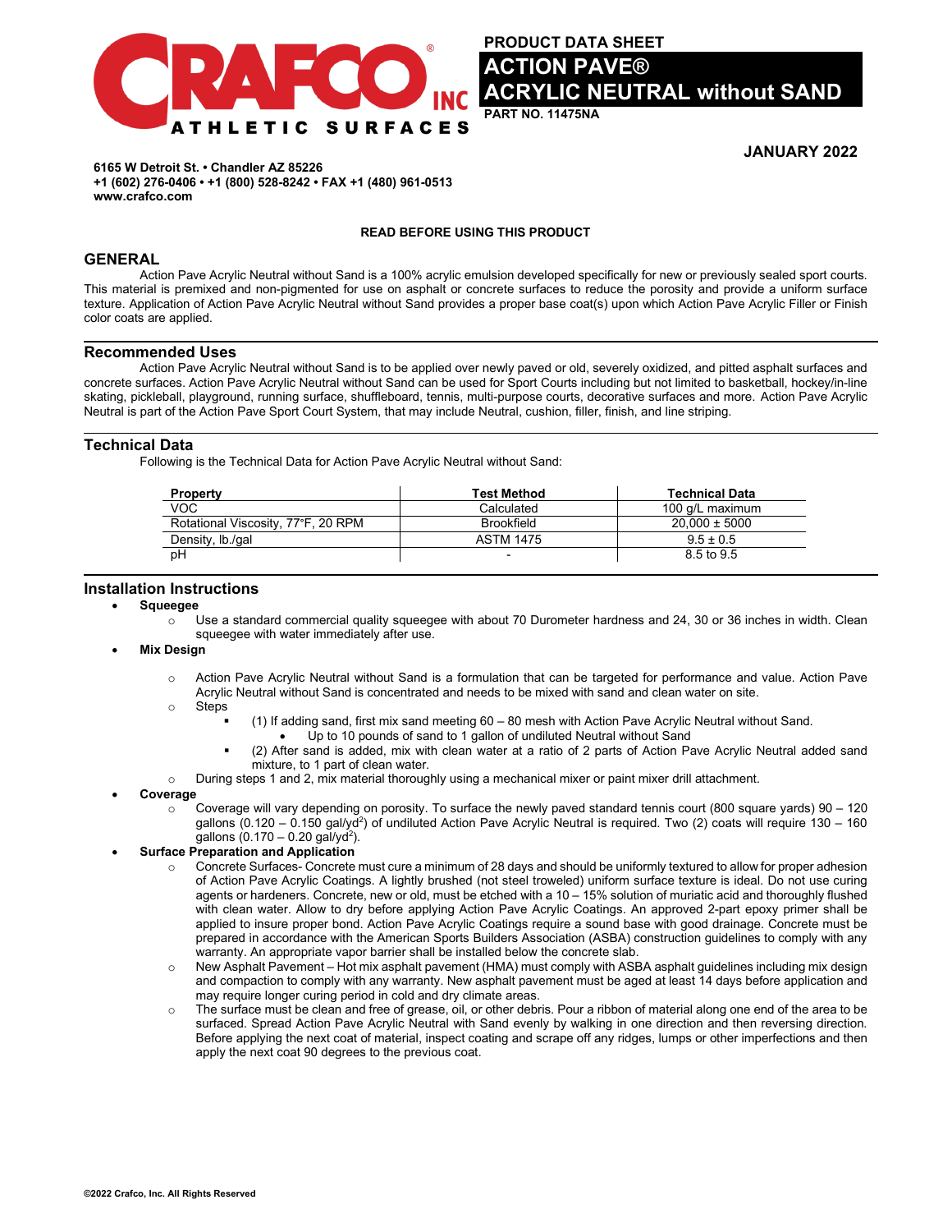**CRAFCO INC**
**ATHLETIC SURFACES**

**PRODUCT DATA SHEET**

# ACTION PAVE® ACRYLIC NEUTRAL without SAND

**PART NO. 11475NA**

**JANUARY 2022**

**6165 W Detroit St. • Chandler AZ 85226**
**+1 (602) 276-0406 • +1 (800) 528-8242 • FAX +1 (480) 961-0513**
**www.crafco.com**

**READ BEFORE USING THIS PRODUCT**

## GENERAL

Action Pave Acrylic Neutral without Sand is a 100% acrylic emulsion developed specifically for new or previously sealed sport courts. This material is premixed and non-pigmented for use on asphalt or concrete surfaces to reduce the porosity and provide a uniform surface texture. Application of Action Pave Acrylic Neutral without Sand provides a proper base coat(s) upon which Action Pave Acrylic Filler or Finish color coats are applied.

## Recommended Uses

Action Pave Acrylic Neutral without Sand is to be applied over newly paved or old, severely oxidized, and pitted asphalt surfaces and concrete surfaces. Action Pave Acrylic Neutral without Sand can be used for Sport Courts including but not limited to basketball, hockey/in-line skating, pickleball, playground, running surface, shuffleboard, tennis, multi-purpose courts, decorative surfaces and more. Action Pave Acrylic Neutral is part of the Action Pave Sport Court System, that may include Neutral, cushion, filler, finish, and line striping.

## Technical Data

Following is the Technical Data for Action Pave Acrylic Neutral without Sand:

| Property | Test Method | Technical Data |
|---|---|---|
| VOC | Calculated | 100 g/L maximum |
| Rotational Viscosity, 77°F, 20 RPM | Brookfield | 20,000 ± 5000 |
| Density, lb./gal | ASTM 1475 | 9.5 ± 0.5 |
| pH | - | 8.5 to 9.5 |

## Installation Instructions

- **Squeegee**
  - Use a standard commercial quality squeegee with about 70 Durometer hardness and 24, 30 or 36 inches in width. Clean squeegee with water immediately after use.
- **Mix Design**
  - Action Pave Acrylic Neutral without Sand is a formulation that can be targeted for performance and value. Action Pave Acrylic Neutral without Sand is concentrated and needs to be mixed with sand and clean water on site.
  - Steps
    - (1) If adding sand, first mix sand meeting 60 – 80 mesh with Action Pave Acrylic Neutral without Sand.
      - Up to 10 pounds of sand to 1 gallon of undiluted Neutral without Sand
    - (2) After sand is added, mix with clean water at a ratio of 2 parts of Action Pave Acrylic Neutral added sand mixture, to 1 part of clean water.
  - During steps 1 and 2, mix material thoroughly using a mechanical mixer or paint mixer drill attachment.
- **Coverage**
  - Coverage will vary depending on porosity. To surface the newly paved standard tennis court (800 square yards) 90 – 120 gallons (0.120 – 0.150 gal/yd$^2$) of undiluted Action Pave Acrylic Neutral is required. Two (2) coats will require 130 – 160 gallons (0.170 – 0.20 gal/yd$^2$).
- **Surface Preparation and Application**
  - Concrete Surfaces- Concrete must cure a minimum of 28 days and should be uniformly textured to allow for proper adhesion of Action Pave Acrylic Coatings. A lightly brushed (not steel troweled) uniform surface texture is ideal. Do not use curing agents or hardeners. Concrete, new or old, must be etched with a 10 – 15% solution of muriatic acid and thoroughly flushed with clean water. Allow to dry before applying Action Pave Acrylic Coatings. An approved 2-part epoxy primer shall be applied to insure proper bond. Action Pave Acrylic Coatings require a sound base with good drainage. Concrete must be prepared in accordance with the American Sports Builders Association (ASBA) construction guidelines to comply with any warranty. An appropriate vapor barrier shall be installed below the concrete slab.
  - New Asphalt Pavement – Hot mix asphalt pavement (HMA) must comply with ASBA asphalt guidelines including mix design and compaction to comply with any warranty. New asphalt pavement must be aged at least 14 days before application and may require longer curing period in cold and dry climate areas.
  - The surface must be clean and free of grease, oil, or other debris. Pour a ribbon of material along one end of the area to be surfaced. Spread Action Pave Acrylic Neutral with Sand evenly by walking in one direction and then reversing direction. Before applying the next coat of material, inspect coating and scrape off any ridges, lumps or other imperfections and then apply the next coat 90 degrees to the previous coat.

©2022 Crafco, Inc. All Rights Reserved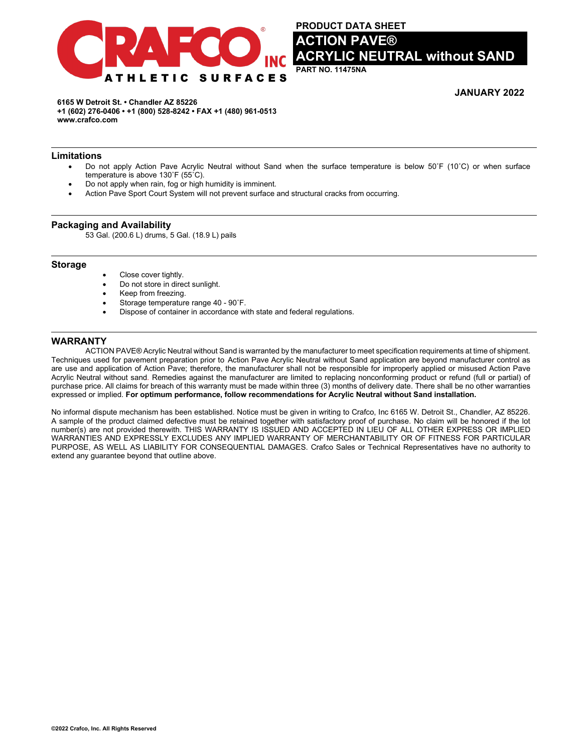**PRODUCT DATA SHEET**

# ACTION PAVE® ACRYLIC NEUTRAL without SAND

**PART NO. 11475NA**

**JANUARY 2022**

**6165 W Detroit St. • Chandler AZ 85226**
**+1 (602) 276-0406 • +1 (800) 528-8242 • FAX +1 (480) 961-0513**
**www.crafco.com**

## Limitations

- Do not apply Action Pave Acrylic Neutral without Sand when the surface temperature is below 50˚F (10˚C) or when surface temperature is above 130˚F (55˚C).
- Do not apply when rain, fog or high humidity is imminent.
- Action Pave Sport Court System will not prevent surface and structural cracks from occurring.

## Packaging and Availability

53 Gal. (200.6 L) drums, 5 Gal. (18.9 L) pails

## Storage

- Close cover tightly.
- Do not store in direct sunlight.
- Keep from freezing.
- Storage temperature range 40 - 90˚F.
- Dispose of container in accordance with state and federal regulations.

## WARRANTY

ACTION PAVE® Acrylic Neutral without Sand is warranted by the manufacturer to meet specification requirements at time of shipment. Techniques used for pavement preparation prior to Action Pave Acrylic Neutral without Sand application are beyond manufacturer control as are use and application of Action Pave; therefore, the manufacturer shall not be responsible for improperly applied or misused Action Pave Acrylic Neutral without sand. Remedies against the manufacturer are limited to replacing nonconforming product or refund (full or partial) of purchase price. All claims for breach of this warranty must be made within three (3) months of delivery date. There shall be no other warranties expressed or implied. **For optimum performance, follow recommendations for Acrylic Neutral without Sand installation.**

No informal dispute mechanism has been established. Notice must be given in writing to Crafco, Inc 6165 W. Detroit St., Chandler, AZ 85226. A sample of the product claimed defective must be retained together with satisfactory proof of purchase. No claim will be honored if the lot number(s) are not provided therewith. THIS WARRANTY IS ISSUED AND ACCEPTED IN LIEU OF ALL OTHER EXPRESS OR IMPLIED WARRANTIES AND EXPRESSLY EXCLUDES ANY IMPLIED WARRANTY OF MERCHANTABILITY OR OF FITNESS FOR PARTICULAR PURPOSE, AS WELL AS LIABILITY FOR CONSEQUENTIAL DAMAGES. Crafco Sales or Technical Representatives have no authority to extend any guarantee beyond that outline above.

**©2022 Crafco, Inc. All Rights Reserved**